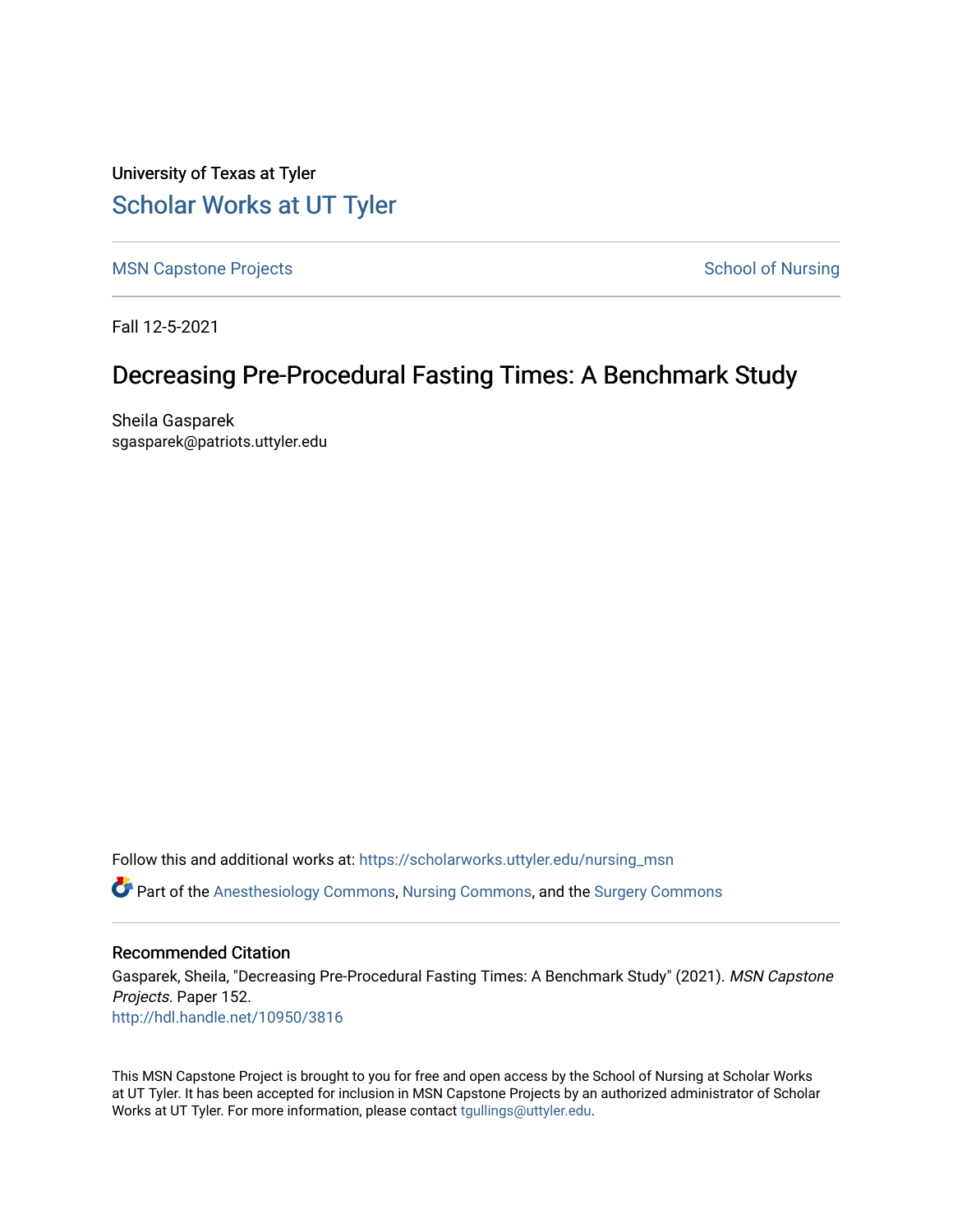University of Texas at Tyler

# Scholar Works at UT Tyler

MSN Capstone Projects | School of Nursing

Fall 12-5-2021

## Decreasing Pre-Procedural Fasting Times: A Benchmark Study

Sheila Gasparek
sgasparek@patriots.uttyler.edu

Follow this and additional works at: https://scholarworks.uttyler.edu/nursing_msn

Part of the Anesthesiology Commons, Nursing Commons, and the Surgery Commons

### Recommended Citation

Gasparek, Sheila, "Decreasing Pre-Procedural Fasting Times: A Benchmark Study" (2021). *MSN Capstone Projects.* Paper 152.
http://hdl.handle.net/10950/3816

This MSN Capstone Project is brought to you for free and open access by the School of Nursing at Scholar Works at UT Tyler. It has been accepted for inclusion in MSN Capstone Projects by an authorized administrator of Scholar Works at UT Tyler. For more information, please contact tgullings@uttyler.edu.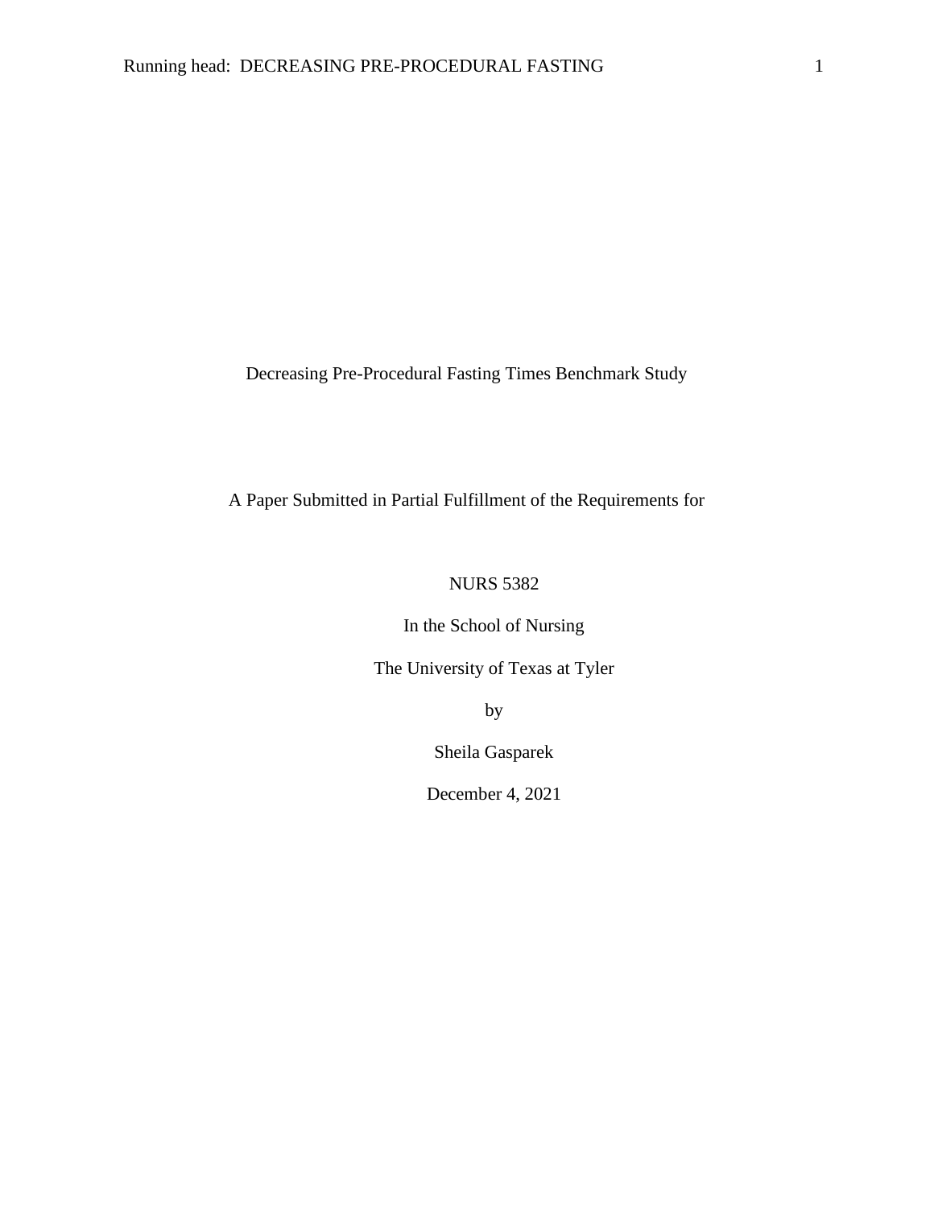Decreasing Pre-Procedural Fasting Times Benchmark Study

A Paper Submitted in Partial Fulfillment of the Requirements for

NURS 5382

In the School of Nursing

The University of Texas at Tyler

by

Sheila Gasparek

December 4, 2021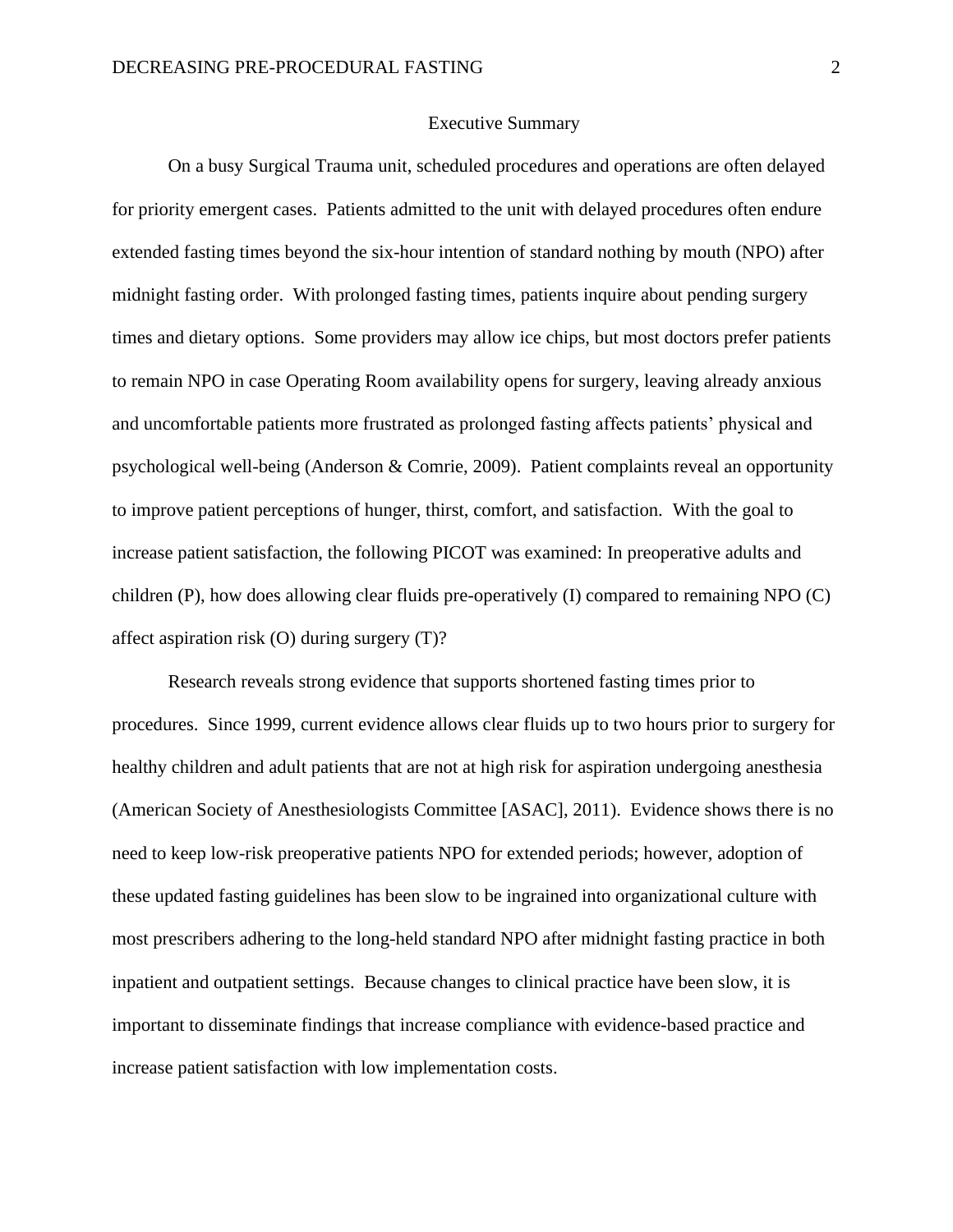# Executive Summary

On a busy Surgical Trauma unit, scheduled procedures and operations are often delayed for priority emergent cases. Patients admitted to the unit with delayed procedures often endure extended fasting times beyond the six-hour intention of standard nothing by mouth (NPO) after midnight fasting order. With prolonged fasting times, patients inquire about pending surgery times and dietary options. Some providers may allow ice chips, but most doctors prefer patients to remain NPO in case Operating Room availability opens for surgery, leaving already anxious and uncomfortable patients more frustrated as prolonged fasting affects patients' physical and psychological well-being (Anderson & Comrie, 2009). Patient complaints reveal an opportunity to improve patient perceptions of hunger, thirst, comfort, and satisfaction. With the goal to increase patient satisfaction, the following PICOT was examined: In preoperative adults and children (P), how does allowing clear fluids pre-operatively (I) compared to remaining NPO (C) affect aspiration risk (O) during surgery (T)?

Research reveals strong evidence that supports shortened fasting times prior to procedures. Since 1999, current evidence allows clear fluids up to two hours prior to surgery for healthy children and adult patients that are not at high risk for aspiration undergoing anesthesia (American Society of Anesthesiologists Committee [ASAC], 2011). Evidence shows there is no need to keep low-risk preoperative patients NPO for extended periods; however, adoption of these updated fasting guidelines has been slow to be ingrained into organizational culture with most prescribers adhering to the long-held standard NPO after midnight fasting practice in both inpatient and outpatient settings. Because changes to clinical practice have been slow, it is important to disseminate findings that increase compliance with evidence-based practice and increase patient satisfaction with low implementation costs.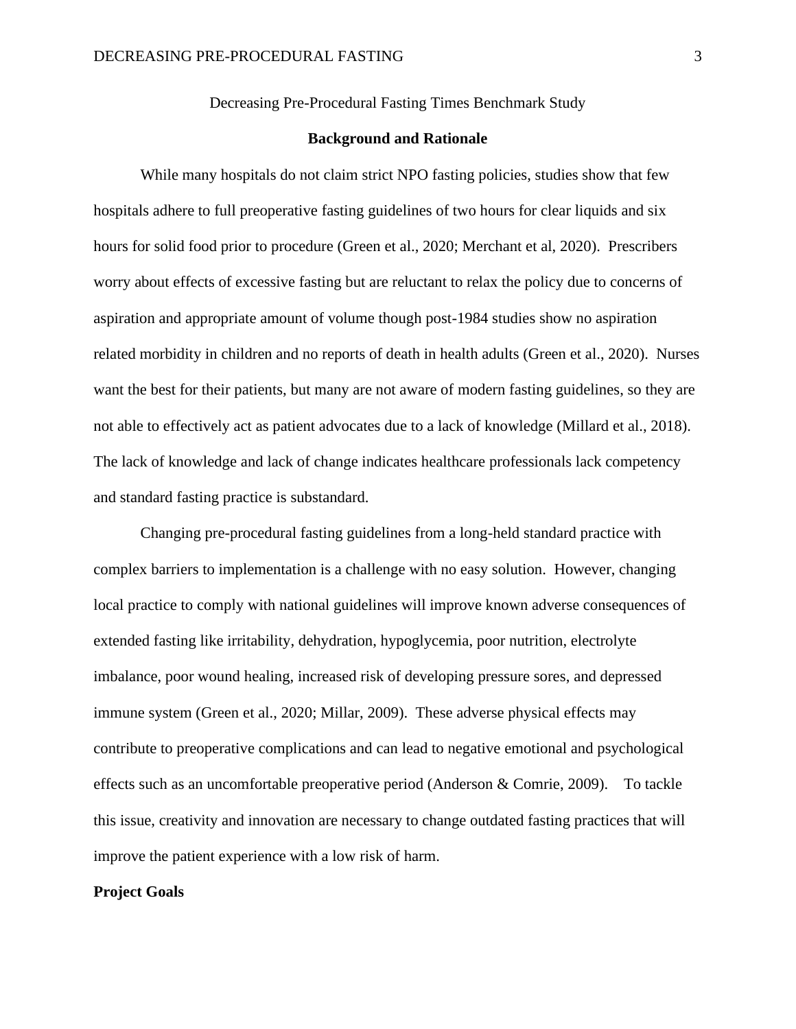Decreasing Pre-Procedural Fasting Times Benchmark Study

## Background and Rationale

While many hospitals do not claim strict NPO fasting policies, studies show that few hospitals adhere to full preoperative fasting guidelines of two hours for clear liquids and six hours for solid food prior to procedure (Green et al., 2020; Merchant et al, 2020). Prescribers worry about effects of excessive fasting but are reluctant to relax the policy due to concerns of aspiration and appropriate amount of volume though post-1984 studies show no aspiration related morbidity in children and no reports of death in health adults (Green et al., 2020). Nurses want the best for their patients, but many are not aware of modern fasting guidelines, so they are not able to effectively act as patient advocates due to a lack of knowledge (Millard et al., 2018). The lack of knowledge and lack of change indicates healthcare professionals lack competency and standard fasting practice is substandard.

Changing pre-procedural fasting guidelines from a long-held standard practice with complex barriers to implementation is a challenge with no easy solution. However, changing local practice to comply with national guidelines will improve known adverse consequences of extended fasting like irritability, dehydration, hypoglycemia, poor nutrition, electrolyte imbalance, poor wound healing, increased risk of developing pressure sores, and depressed immune system (Green et al., 2020; Millar, 2009). These adverse physical effects may contribute to preoperative complications and can lead to negative emotional and psychological effects such as an uncomfortable preoperative period (Anderson & Comrie, 2009). To tackle this issue, creativity and innovation are necessary to change outdated fasting practices that will improve the patient experience with a low risk of harm.

**Project Goals**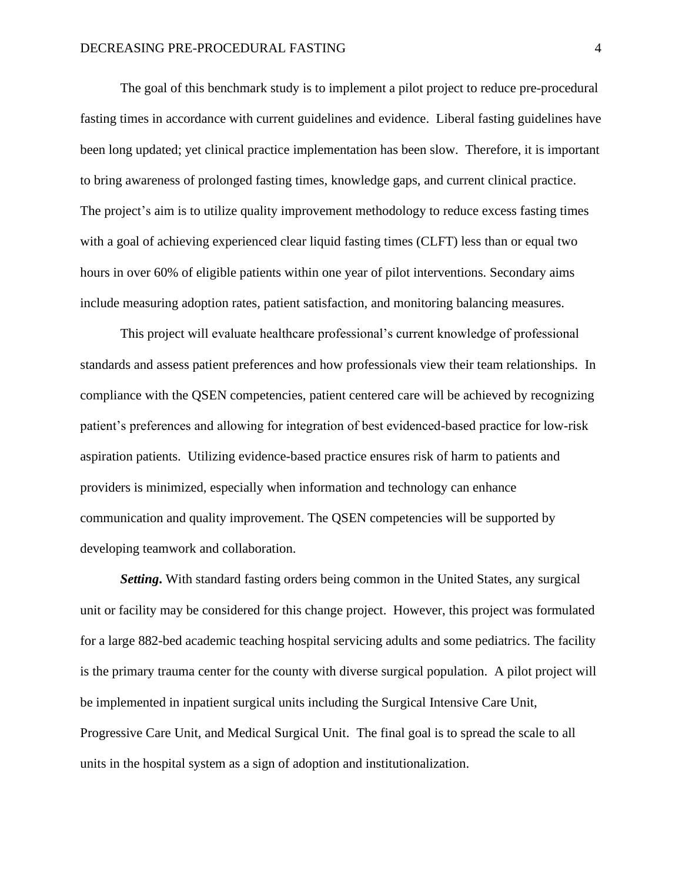The goal of this benchmark study is to implement a pilot project to reduce pre-procedural fasting times in accordance with current guidelines and evidence. Liberal fasting guidelines have been long updated; yet clinical practice implementation has been slow. Therefore, it is important to bring awareness of prolonged fasting times, knowledge gaps, and current clinical practice. The project's aim is to utilize quality improvement methodology to reduce excess fasting times with a goal of achieving experienced clear liquid fasting times (CLFT) less than or equal two hours in over 60% of eligible patients within one year of pilot interventions. Secondary aims include measuring adoption rates, patient satisfaction, and monitoring balancing measures.

This project will evaluate healthcare professional's current knowledge of professional standards and assess patient preferences and how professionals view their team relationships. In compliance with the QSEN competencies, patient centered care will be achieved by recognizing patient's preferences and allowing for integration of best evidenced-based practice for low-risk aspiration patients. Utilizing evidence-based practice ensures risk of harm to patients and providers is minimized, especially when information and technology can enhance communication and quality improvement. The QSEN competencies will be supported by developing teamwork and collaboration.

***Setting*.** With standard fasting orders being common in the United States, any surgical unit or facility may be considered for this change project. However, this project was formulated for a large 882-bed academic teaching hospital servicing adults and some pediatrics. The facility is the primary trauma center for the county with diverse surgical population. A pilot project will be implemented in inpatient surgical units including the Surgical Intensive Care Unit, Progressive Care Unit, and Medical Surgical Unit. The final goal is to spread the scale to all units in the hospital system as a sign of adoption and institutionalization.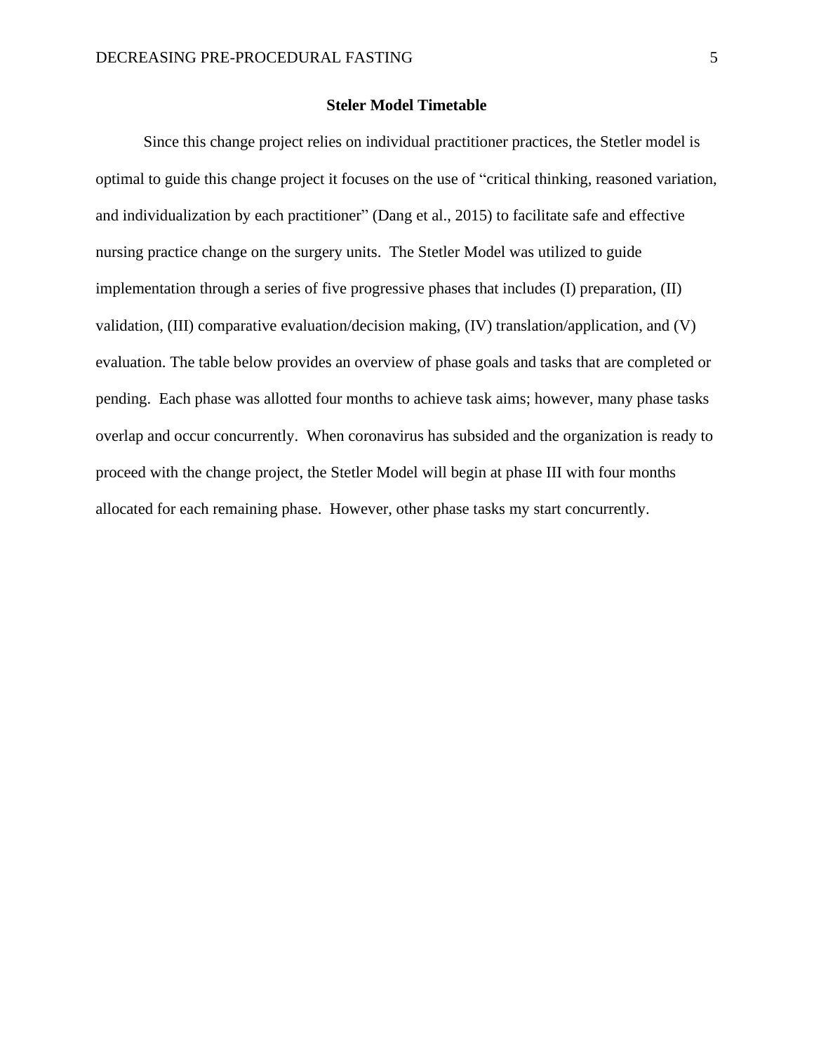**Steler Model Timetable**

Since this change project relies on individual practitioner practices, the Stetler model is optimal to guide this change project it focuses on the use of "critical thinking, reasoned variation, and individualization by each practitioner" (Dang et al., 2015) to facilitate safe and effective nursing practice change on the surgery units. The Stetler Model was utilized to guide implementation through a series of five progressive phases that includes (I) preparation, (II) validation, (III) comparative evaluation/decision making, (IV) translation/application, and (V) evaluation. The table below provides an overview of phase goals and tasks that are completed or pending. Each phase was allotted four months to achieve task aims; however, many phase tasks overlap and occur concurrently. When coronavirus has subsided and the organization is ready to proceed with the change project, the Stetler Model will begin at phase III with four months allocated for each remaining phase. However, other phase tasks my start concurrently.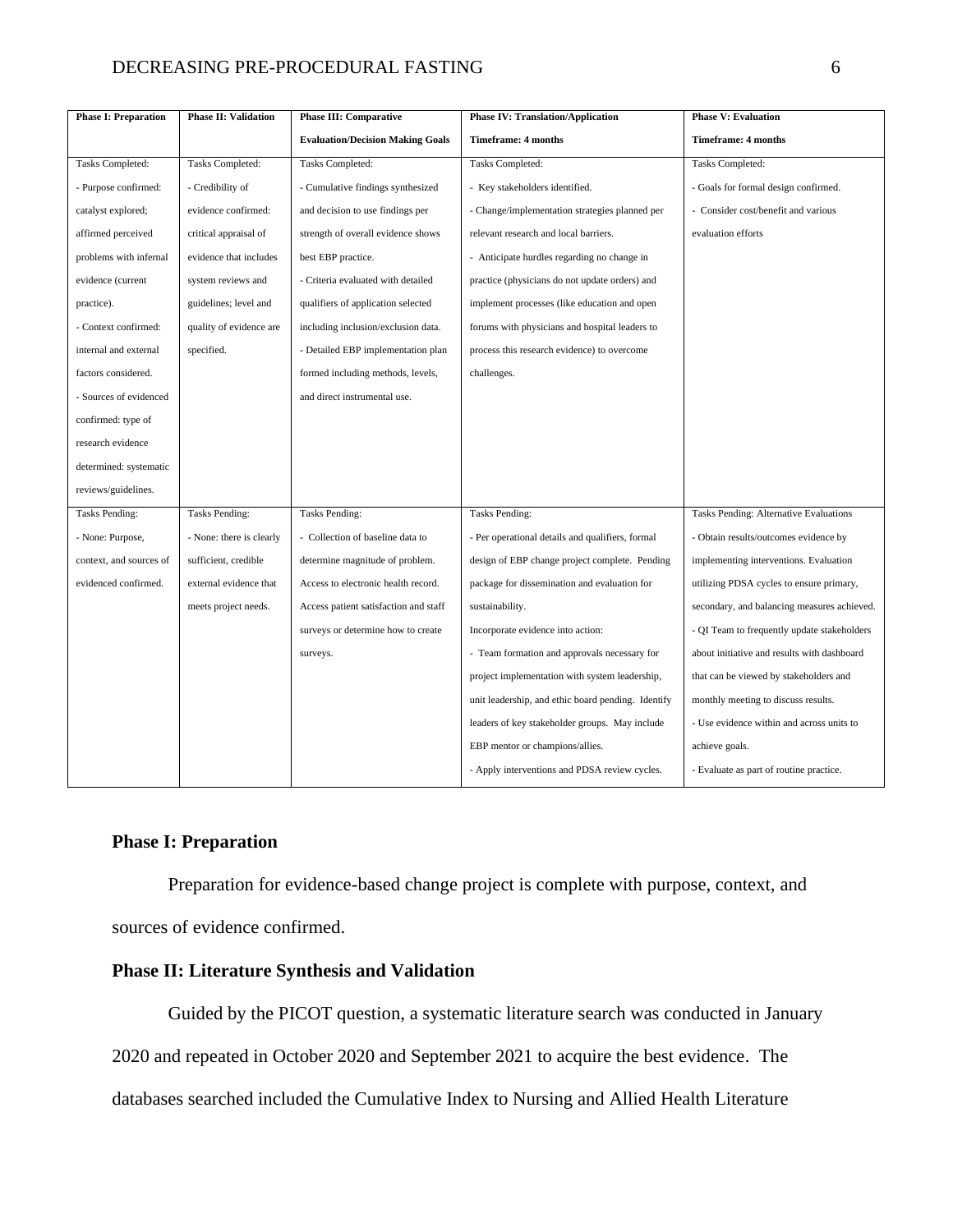| Phase I: Preparation | Phase II: Validation | Phase III: Comparative Evaluation/Decision Making Goals | Phase IV: Translation/Application Timeframe: 4 months | Phase V: Evaluation Timeframe: 4 months |
|---|---|---|---|---|
| Tasks Completed: - Purpose confirmed: catalyst explored; affirmed perceived problems with internal evidence (current practice). - Context confirmed: internal and external factors considered. - Sources of evidenced confirmed: type of research evidence determined: systematic reviews/guidelines. | Tasks Completed: - Credibility of evidence confirmed: critical appraisal of evidence that includes system reviews and guidelines; level and quality of evidence are specified. | Tasks Completed: - Cumulative findings synthesized and decision to use findings per strength of overall evidence shows best EBP practice. - Criteria evaluated with detailed qualifiers of application selected including inclusion/exclusion data. - Detailed EBP implementation plan formed including methods, levels, and direct instrumental use. | Tasks Completed: - Key stakeholders identified. - Change/implementation strategies planned per relevant research and local barriers. - Anticipate hurdles regarding no change in practice (physicians do not update orders) and implement processes (like education and open forums with physicians and hospital leaders to process this research evidence) to overcome challenges. | Tasks Completed: - Goals for formal design confirmed. - Consider cost/benefit and various evaluation efforts |
| Tasks Pending: - None: Purpose, context, and sources of evidenced confirmed. | Tasks Pending: - None: there is clearly sufficient, credible external evidence that meets project needs. | Tasks Pending: - Collection of baseline data to determine magnitude of problem. Access to electronic health record. Access patient satisfaction and staff surveys or determine how to create surveys. | Tasks Pending: - Per operational details and qualifiers, formal design of EBP change project complete. Pending package for dissemination and evaluation for sustainability. Incorporate evidence into action: - Team formation and approvals necessary for project implementation with system leadership, unit leadership, and ethic board pending. Identify leaders of key stakeholder groups. May include EBP mentor or champions/allies. - Apply interventions and PDSA review cycles. | Tasks Pending: Alternative Evaluations - Obtain results/outcomes evidence by implementing interventions. Evaluation utilizing PDSA cycles to ensure primary, secondary, and balancing measures achieved. - QI Team to frequently update stakeholders about initiative and results with dashboard that can be viewed by stakeholders and monthly meeting to discuss results. - Use evidence within and across units to achieve goals. - Evaluate as part of routine practice. |

## Phase I: Preparation

Preparation for evidence-based change project is complete with purpose, context, and sources of evidence confirmed.

## Phase II: Literature Synthesis and Validation

Guided by the PICOT question, a systematic literature search was conducted in January 2020 and repeated in October 2020 and September 2021 to acquire the best evidence. The databases searched included the Cumulative Index to Nursing and Allied Health Literature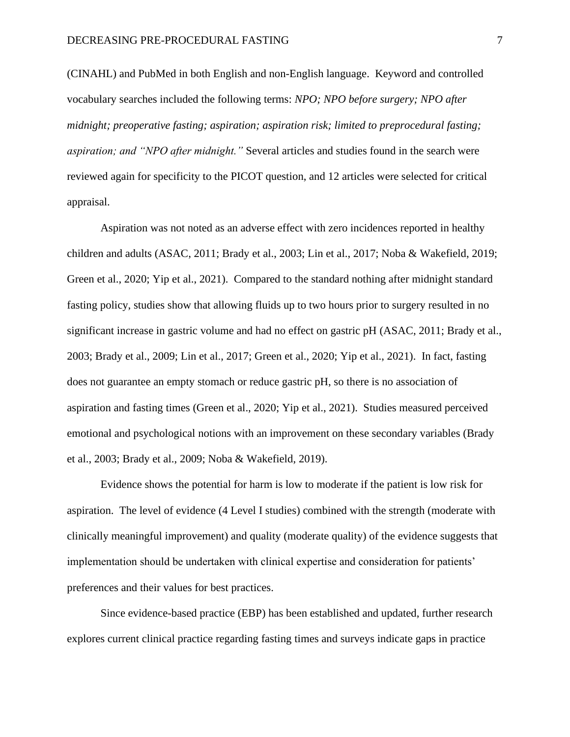(CINAHL) and PubMed in both English and non-English language. Keyword and controlled vocabulary searches included the following terms: *NPO; NPO before surgery; NPO after midnight; preoperative fasting; aspiration; aspiration risk; limited to preprocedural fasting; aspiration; and "NPO after midnight."* Several articles and studies found in the search were reviewed again for specificity to the PICOT question, and 12 articles were selected for critical appraisal.

Aspiration was not noted as an adverse effect with zero incidences reported in healthy children and adults (ASAC, 2011; Brady et al., 2003; Lin et al., 2017; Noba & Wakefield, 2019; Green et al., 2020; Yip et al., 2021). Compared to the standard nothing after midnight standard fasting policy, studies show that allowing fluids up to two hours prior to surgery resulted in no significant increase in gastric volume and had no effect on gastric pH (ASAC, 2011; Brady et al., 2003; Brady et al., 2009; Lin et al., 2017; Green et al., 2020; Yip et al., 2021). In fact, fasting does not guarantee an empty stomach or reduce gastric pH, so there is no association of aspiration and fasting times (Green et al., 2020; Yip et al., 2021). Studies measured perceived emotional and psychological notions with an improvement on these secondary variables (Brady et al., 2003; Brady et al., 2009; Noba & Wakefield, 2019).

Evidence shows the potential for harm is low to moderate if the patient is low risk for aspiration. The level of evidence (4 Level I studies) combined with the strength (moderate with clinically meaningful improvement) and quality (moderate quality) of the evidence suggests that implementation should be undertaken with clinical expertise and consideration for patients' preferences and their values for best practices.

Since evidence-based practice (EBP) has been established and updated, further research explores current clinical practice regarding fasting times and surveys indicate gaps in practice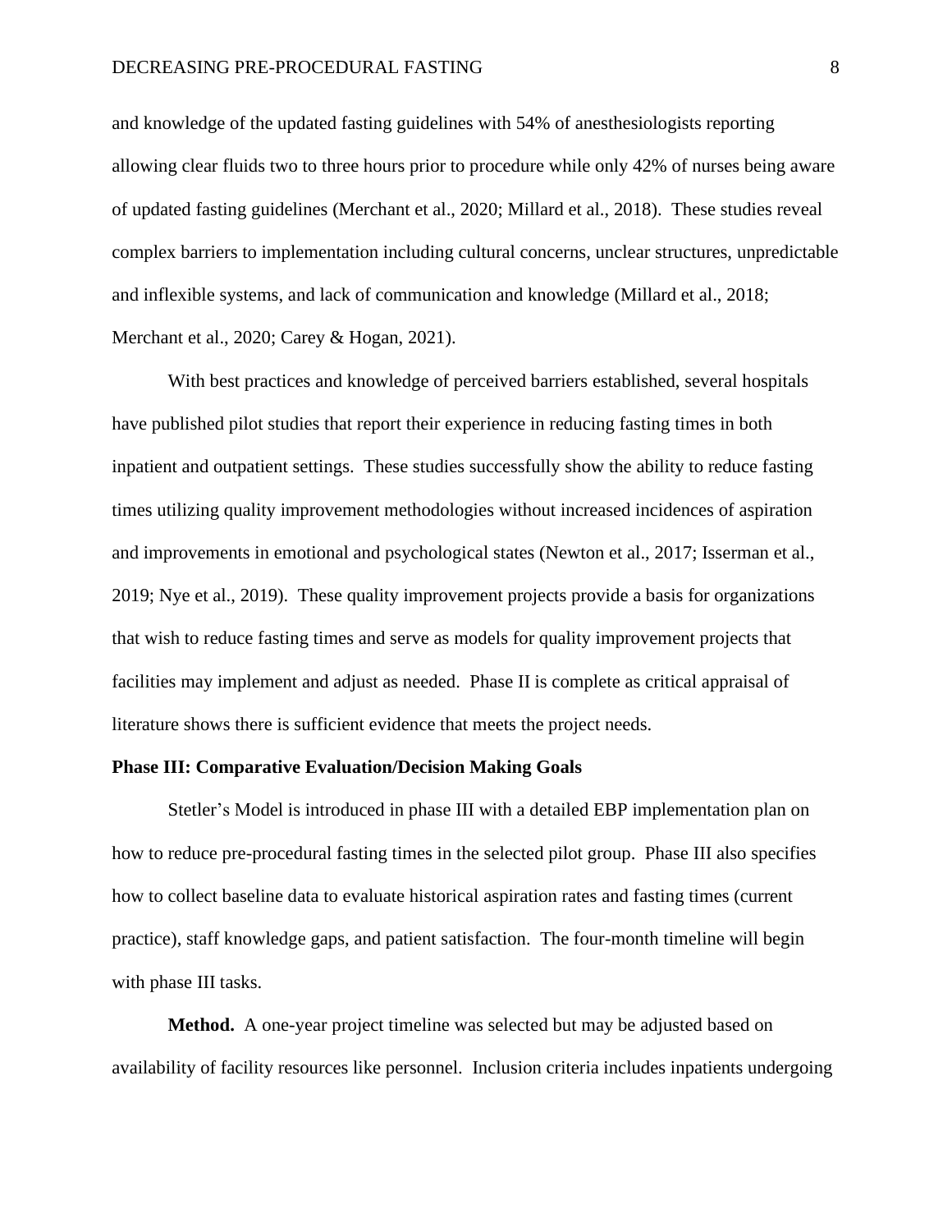and knowledge of the updated fasting guidelines with 54% of anesthesiologists reporting allowing clear fluids two to three hours prior to procedure while only 42% of nurses being aware of updated fasting guidelines (Merchant et al., 2020; Millard et al., 2018). These studies reveal complex barriers to implementation including cultural concerns, unclear structures, unpredictable and inflexible systems, and lack of communication and knowledge (Millard et al., 2018; Merchant et al., 2020; Carey & Hogan, 2021).

With best practices and knowledge of perceived barriers established, several hospitals have published pilot studies that report their experience in reducing fasting times in both inpatient and outpatient settings. These studies successfully show the ability to reduce fasting times utilizing quality improvement methodologies without increased incidences of aspiration and improvements in emotional and psychological states (Newton et al., 2017; Isserman et al., 2019; Nye et al., 2019). These quality improvement projects provide a basis for organizations that wish to reduce fasting times and serve as models for quality improvement projects that facilities may implement and adjust as needed. Phase II is complete as critical appraisal of literature shows there is sufficient evidence that meets the project needs.

### Phase III: Comparative Evaluation/Decision Making Goals

Stetler's Model is introduced in phase III with a detailed EBP implementation plan on how to reduce pre-procedural fasting times in the selected pilot group. Phase III also specifies how to collect baseline data to evaluate historical aspiration rates and fasting times (current practice), staff knowledge gaps, and patient satisfaction. The four-month timeline will begin with phase III tasks.

**Method.** A one-year project timeline was selected but may be adjusted based on availability of facility resources like personnel. Inclusion criteria includes inpatients undergoing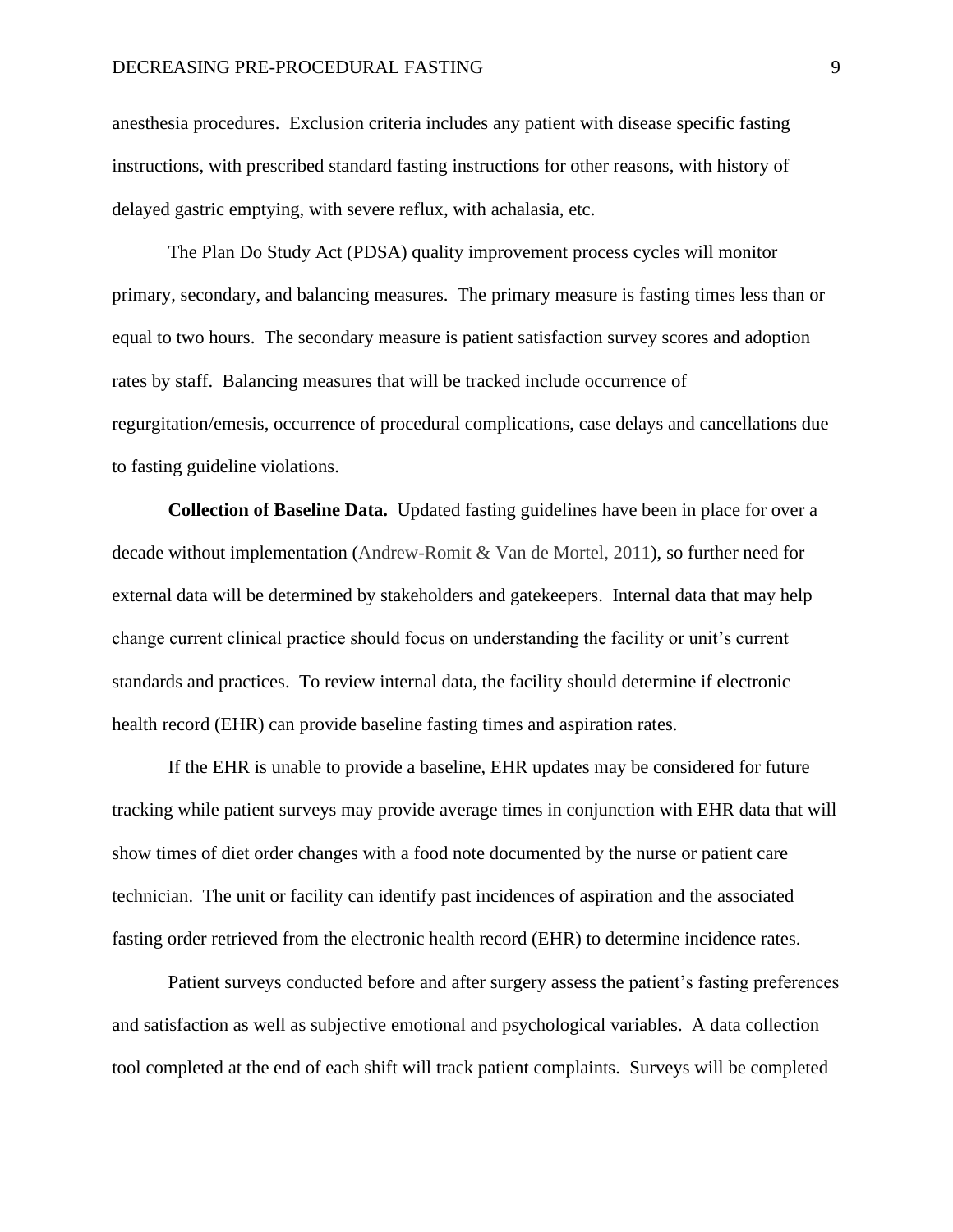anesthesia procedures. Exclusion criteria includes any patient with disease specific fasting instructions, with prescribed standard fasting instructions for other reasons, with history of delayed gastric emptying, with severe reflux, with achalasia, etc.

The Plan Do Study Act (PDSA) quality improvement process cycles will monitor primary, secondary, and balancing measures. The primary measure is fasting times less than or equal to two hours. The secondary measure is patient satisfaction survey scores and adoption rates by staff. Balancing measures that will be tracked include occurrence of regurgitation/emesis, occurrence of procedural complications, case delays and cancellations due to fasting guideline violations.

**Collection of Baseline Data.** Updated fasting guidelines have been in place for over a decade without implementation (Andrew-Romit & Van de Mortel, 2011), so further need for external data will be determined by stakeholders and gatekeepers. Internal data that may help change current clinical practice should focus on understanding the facility or unit's current standards and practices. To review internal data, the facility should determine if electronic health record (EHR) can provide baseline fasting times and aspiration rates.

If the EHR is unable to provide a baseline, EHR updates may be considered for future tracking while patient surveys may provide average times in conjunction with EHR data that will show times of diet order changes with a food note documented by the nurse or patient care technician. The unit or facility can identify past incidences of aspiration and the associated fasting order retrieved from the electronic health record (EHR) to determine incidence rates.

Patient surveys conducted before and after surgery assess the patient's fasting preferences and satisfaction as well as subjective emotional and psychological variables. A data collection tool completed at the end of each shift will track patient complaints. Surveys will be completed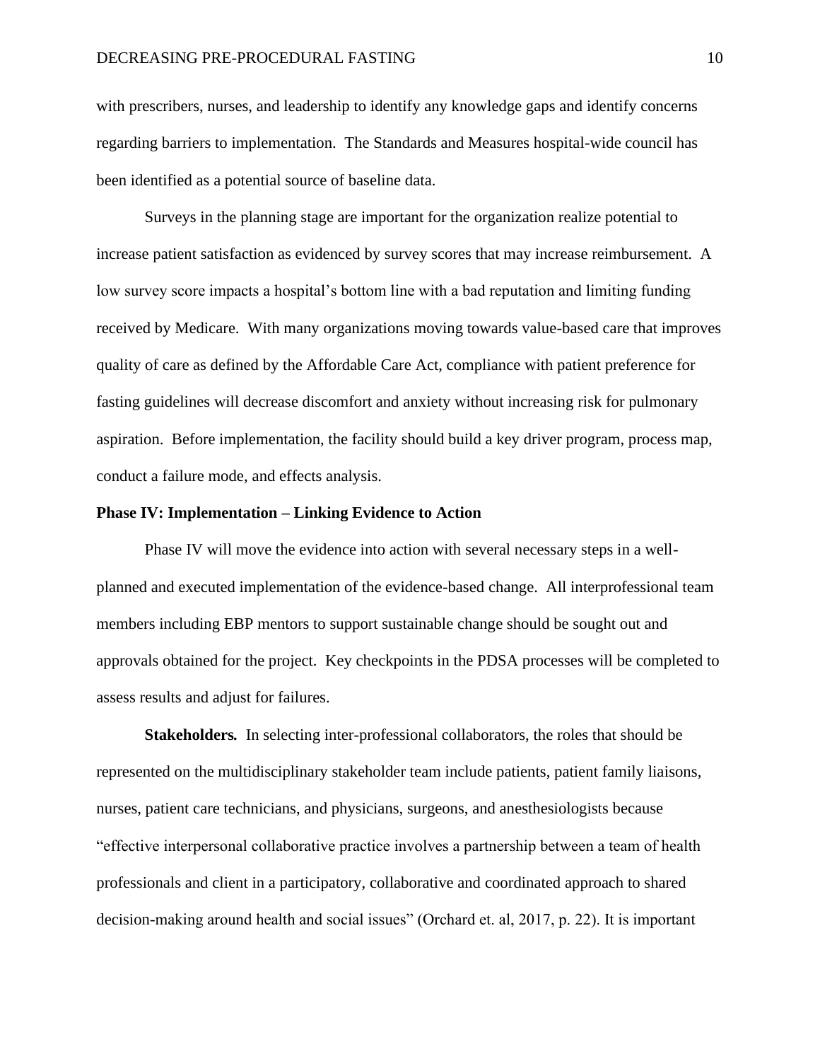with prescribers, nurses, and leadership to identify any knowledge gaps and identify concerns regarding barriers to implementation. The Standards and Measures hospital-wide council has been identified as a potential source of baseline data.

Surveys in the planning stage are important for the organization realize potential to increase patient satisfaction as evidenced by survey scores that may increase reimbursement. A low survey score impacts a hospital's bottom line with a bad reputation and limiting funding received by Medicare. With many organizations moving towards value-based care that improves quality of care as defined by the Affordable Care Act, compliance with patient preference for fasting guidelines will decrease discomfort and anxiety without increasing risk for pulmonary aspiration. Before implementation, the facility should build a key driver program, process map, conduct a failure mode, and effects analysis.

**Phase IV: Implementation – Linking Evidence to Action**

Phase IV will move the evidence into action with several necessary steps in a well-planned and executed implementation of the evidence-based change. All interprofessional team members including EBP mentors to support sustainable change should be sought out and approvals obtained for the project. Key checkpoints in the PDSA processes will be completed to assess results and adjust for failures.

**Stakeholders.** In selecting inter-professional collaborators, the roles that should be represented on the multidisciplinary stakeholder team include patients, patient family liaisons, nurses, patient care technicians, and physicians, surgeons, and anesthesiologists because "effective interpersonal collaborative practice involves a partnership between a team of health professionals and client in a participatory, collaborative and coordinated approach to shared decision-making around health and social issues" (Orchard et. al, 2017, p. 22). It is important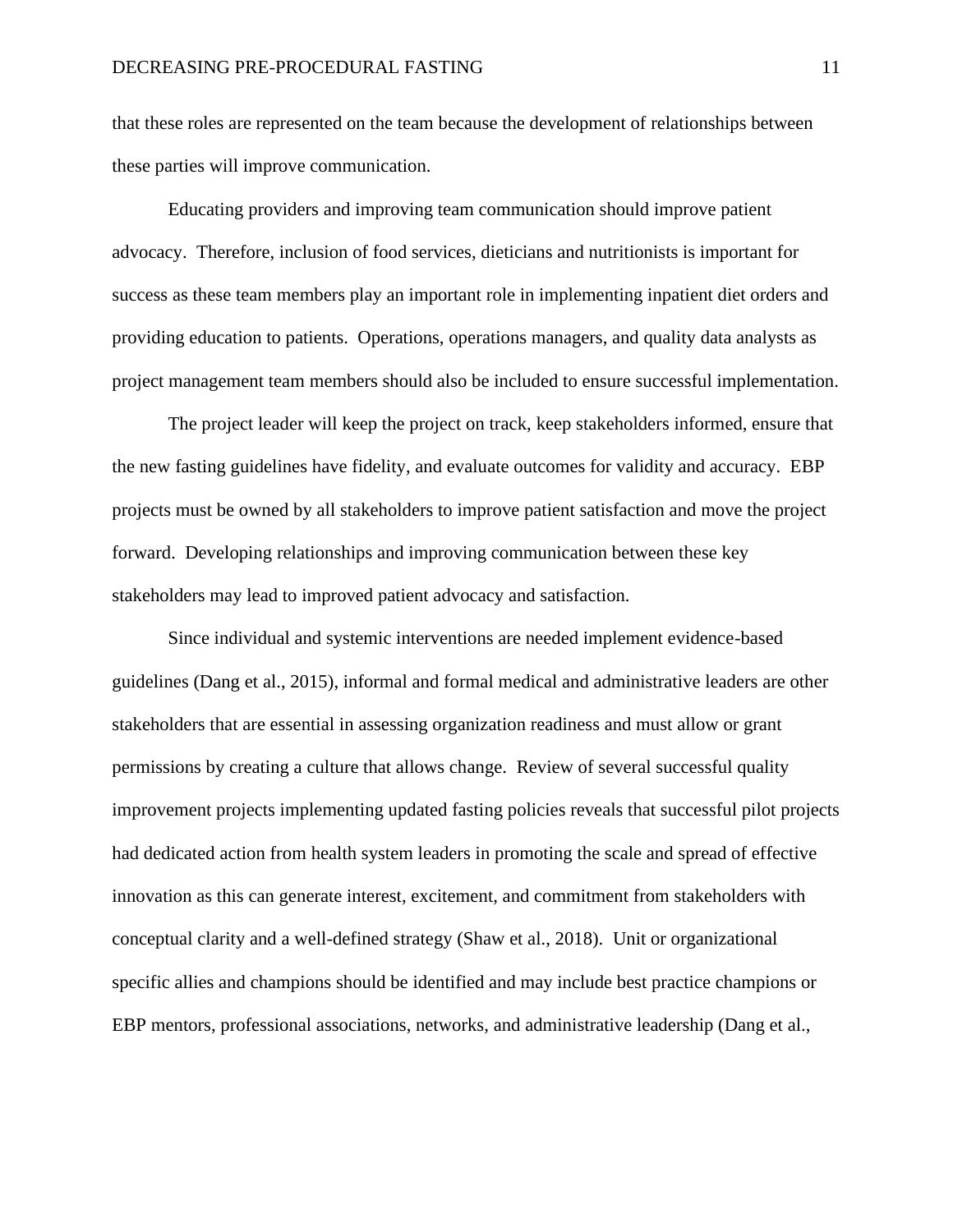that these roles are represented on the team because the development of relationships between these parties will improve communication.

Educating providers and improving team communication should improve patient advocacy. Therefore, inclusion of food services, dieticians and nutritionists is important for success as these team members play an important role in implementing inpatient diet orders and providing education to patients. Operations, operations managers, and quality data analysts as project management team members should also be included to ensure successful implementation.

The project leader will keep the project on track, keep stakeholders informed, ensure that the new fasting guidelines have fidelity, and evaluate outcomes for validity and accuracy. EBP projects must be owned by all stakeholders to improve patient satisfaction and move the project forward. Developing relationships and improving communication between these key stakeholders may lead to improved patient advocacy and satisfaction.

Since individual and systemic interventions are needed implement evidence-based guidelines (Dang et al., 2015), informal and formal medical and administrative leaders are other stakeholders that are essential in assessing organization readiness and must allow or grant permissions by creating a culture that allows change. Review of several successful quality improvement projects implementing updated fasting policies reveals that successful pilot projects had dedicated action from health system leaders in promoting the scale and spread of effective innovation as this can generate interest, excitement, and commitment from stakeholders with conceptual clarity and a well-defined strategy (Shaw et al., 2018). Unit or organizational specific allies and champions should be identified and may include best practice champions or EBP mentors, professional associations, networks, and administrative leadership (Dang et al.,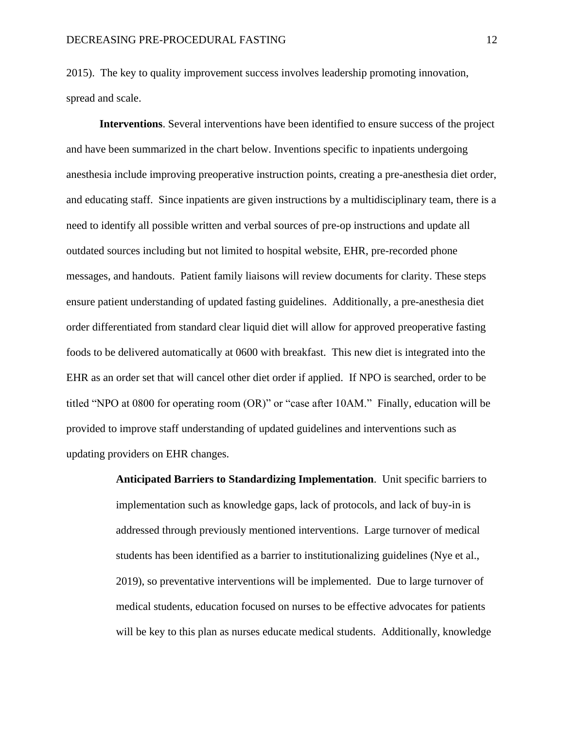2015). The key to quality improvement success involves leadership promoting innovation, spread and scale.

**Interventions**. Several interventions have been identified to ensure success of the project and have been summarized in the chart below. Inventions specific to inpatients undergoing anesthesia include improving preoperative instruction points, creating a pre-anesthesia diet order, and educating staff. Since inpatients are given instructions by a multidisciplinary team, there is a need to identify all possible written and verbal sources of pre-op instructions and update all outdated sources including but not limited to hospital website, EHR, pre-recorded phone messages, and handouts. Patient family liaisons will review documents for clarity. These steps ensure patient understanding of updated fasting guidelines. Additionally, a pre-anesthesia diet order differentiated from standard clear liquid diet will allow for approved preoperative fasting foods to be delivered automatically at 0600 with breakfast. This new diet is integrated into the EHR as an order set that will cancel other diet order if applied. If NPO is searched, order to be titled "NPO at 0800 for operating room (OR)" or "case after 10AM." Finally, education will be provided to improve staff understanding of updated guidelines and interventions such as updating providers on EHR changes.

**Anticipated Barriers to Standardizing Implementation**. Unit specific barriers to implementation such as knowledge gaps, lack of protocols, and lack of buy-in is addressed through previously mentioned interventions. Large turnover of medical students has been identified as a barrier to institutionalizing guidelines (Nye et al., 2019), so preventative interventions will be implemented. Due to large turnover of medical students, education focused on nurses to be effective advocates for patients will be key to this plan as nurses educate medical students. Additionally, knowledge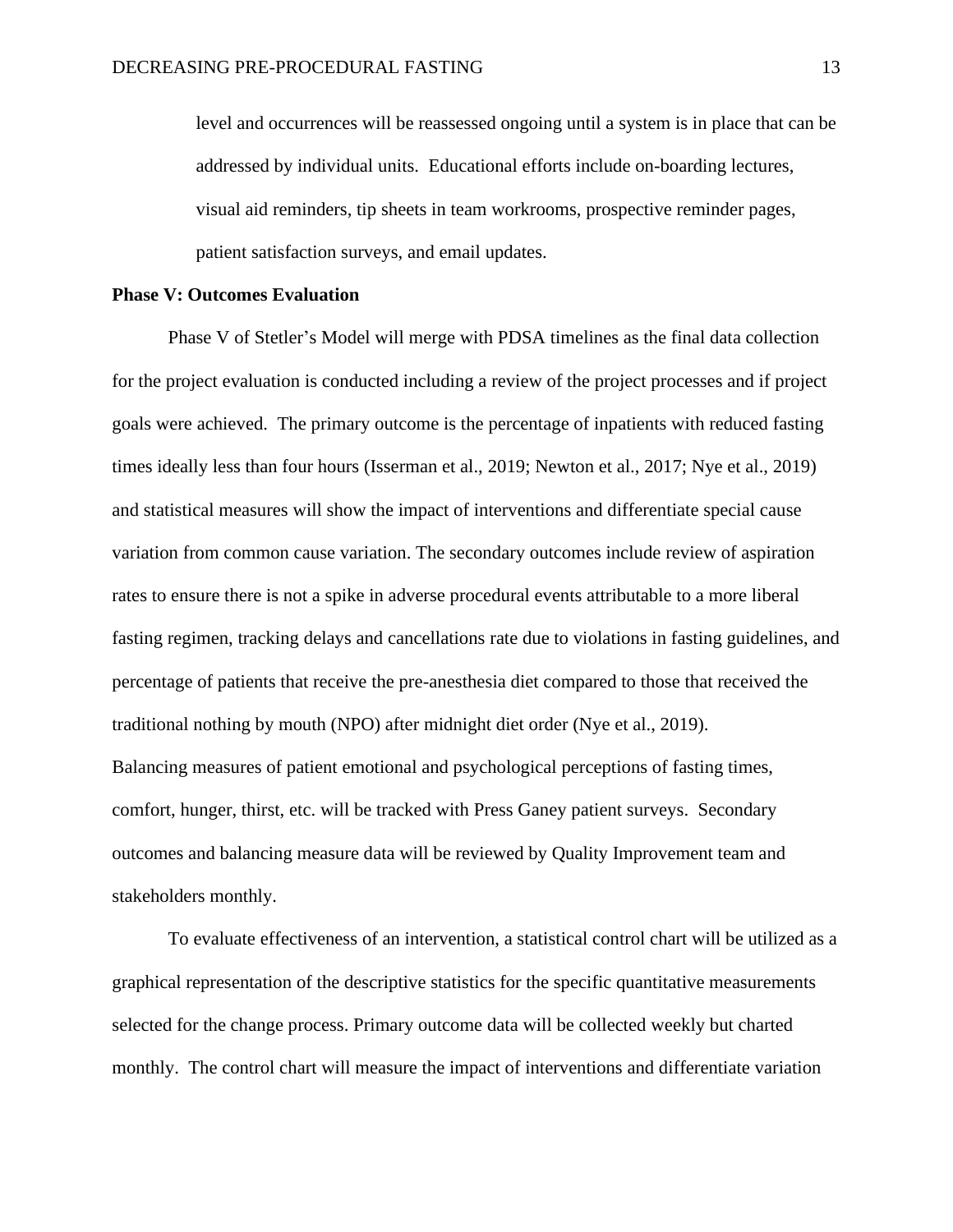level and occurrences will be reassessed ongoing until a system is in place that can be addressed by individual units. Educational efforts include on-boarding lectures, visual aid reminders, tip sheets in team workrooms, prospective reminder pages, patient satisfaction surveys, and email updates.

**Phase V: Outcomes Evaluation**

Phase V of Stetler's Model will merge with PDSA timelines as the final data collection for the project evaluation is conducted including a review of the project processes and if project goals were achieved. The primary outcome is the percentage of inpatients with reduced fasting times ideally less than four hours (Isserman et al., 2019; Newton et al., 2017; Nye et al., 2019) and statistical measures will show the impact of interventions and differentiate special cause variation from common cause variation. The secondary outcomes include review of aspiration rates to ensure there is not a spike in adverse procedural events attributable to a more liberal fasting regimen, tracking delays and cancellations rate due to violations in fasting guidelines, and percentage of patients that receive the pre-anesthesia diet compared to those that received the traditional nothing by mouth (NPO) after midnight diet order (Nye et al., 2019). Balancing measures of patient emotional and psychological perceptions of fasting times, comfort, hunger, thirst, etc. will be tracked with Press Ganey patient surveys. Secondary outcomes and balancing measure data will be reviewed by Quality Improvement team and stakeholders monthly.

To evaluate effectiveness of an intervention, a statistical control chart will be utilized as a graphical representation of the descriptive statistics for the specific quantitative measurements selected for the change process. Primary outcome data will be collected weekly but charted monthly. The control chart will measure the impact of interventions and differentiate variation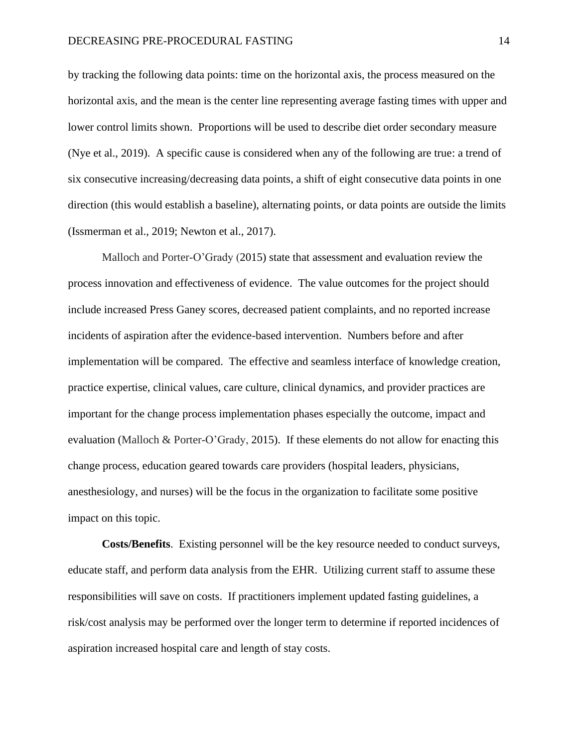by tracking the following data points: time on the horizontal axis, the process measured on the horizontal axis, and the mean is the center line representing average fasting times with upper and lower control limits shown. Proportions will be used to describe diet order secondary measure (Nye et al., 2019). A specific cause is considered when any of the following are true: a trend of six consecutive increasing/decreasing data points, a shift of eight consecutive data points in one direction (this would establish a baseline), alternating points, or data points are outside the limits (Issmerman et al., 2019; Newton et al., 2017).

Malloch and Porter-O'Grady (2015) state that assessment and evaluation review the process innovation and effectiveness of evidence. The value outcomes for the project should include increased Press Ganey scores, decreased patient complaints, and no reported increase incidents of aspiration after the evidence-based intervention. Numbers before and after implementation will be compared. The effective and seamless interface of knowledge creation, practice expertise, clinical values, care culture, clinical dynamics, and provider practices are important for the change process implementation phases especially the outcome, impact and evaluation (Malloch & Porter-O'Grady, 2015). If these elements do not allow for enacting this change process, education geared towards care providers (hospital leaders, physicians, anesthesiology, and nurses) will be the focus in the organization to facilitate some positive impact on this topic.

**Costs/Benefits**. Existing personnel will be the key resource needed to conduct surveys, educate staff, and perform data analysis from the EHR. Utilizing current staff to assume these responsibilities will save on costs. If practitioners implement updated fasting guidelines, a risk/cost analysis may be performed over the longer term to determine if reported incidences of aspiration increased hospital care and length of stay costs.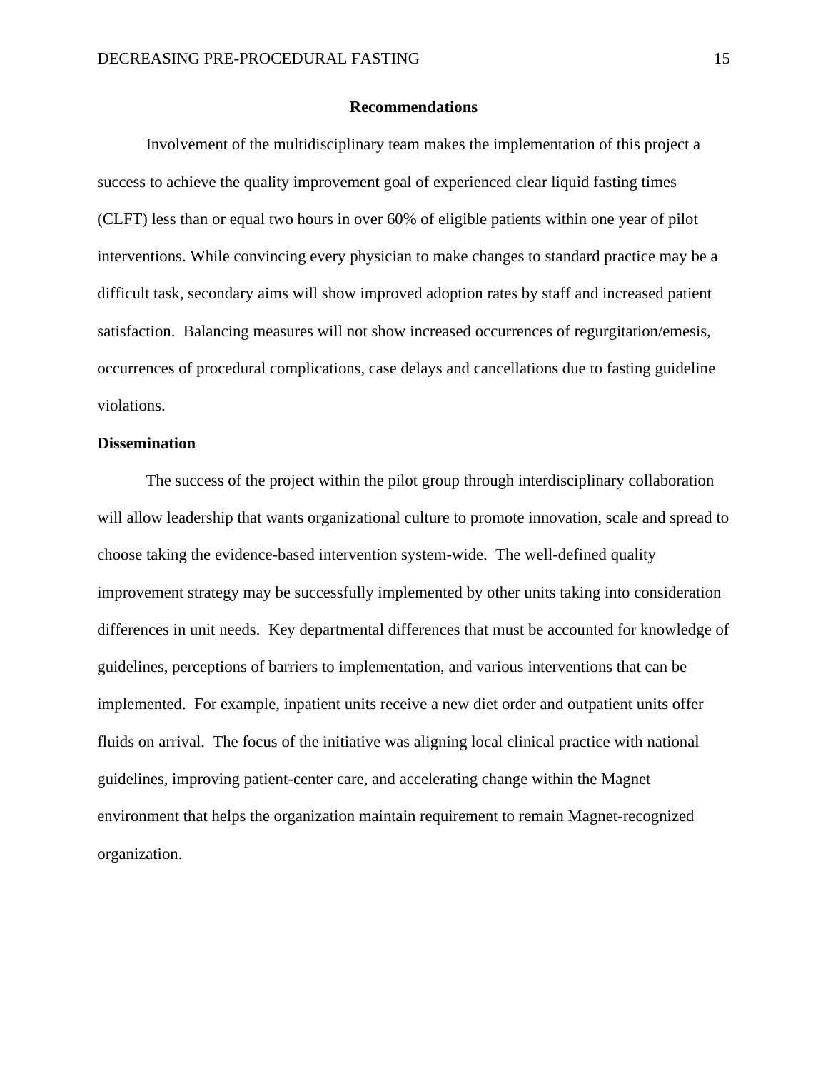## Recommendations

Involvement of the multidisciplinary team makes the implementation of this project a success to achieve the quality improvement goal of experienced clear liquid fasting times (CLFT) less than or equal two hours in over 60% of eligible patients within one year of pilot interventions. While convincing every physician to make changes to standard practice may be a difficult task, secondary aims will show improved adoption rates by staff and increased patient satisfaction. Balancing measures will not show increased occurrences of regurgitation/emesis, occurrences of procedural complications, case delays and cancellations due to fasting guideline violations.

### Dissemination

The success of the project within the pilot group through interdisciplinary collaboration will allow leadership that wants organizational culture to promote innovation, scale and spread to choose taking the evidence-based intervention system-wide. The well-defined quality improvement strategy may be successfully implemented by other units taking into consideration differences in unit needs. Key departmental differences that must be accounted for knowledge of guidelines, perceptions of barriers to implementation, and various interventions that can be implemented. For example, inpatient units receive a new diet order and outpatient units offer fluids on arrival. The focus of the initiative was aligning local clinical practice with national guidelines, improving patient-center care, and accelerating change within the Magnet environment that helps the organization maintain requirement to remain Magnet-recognized organization.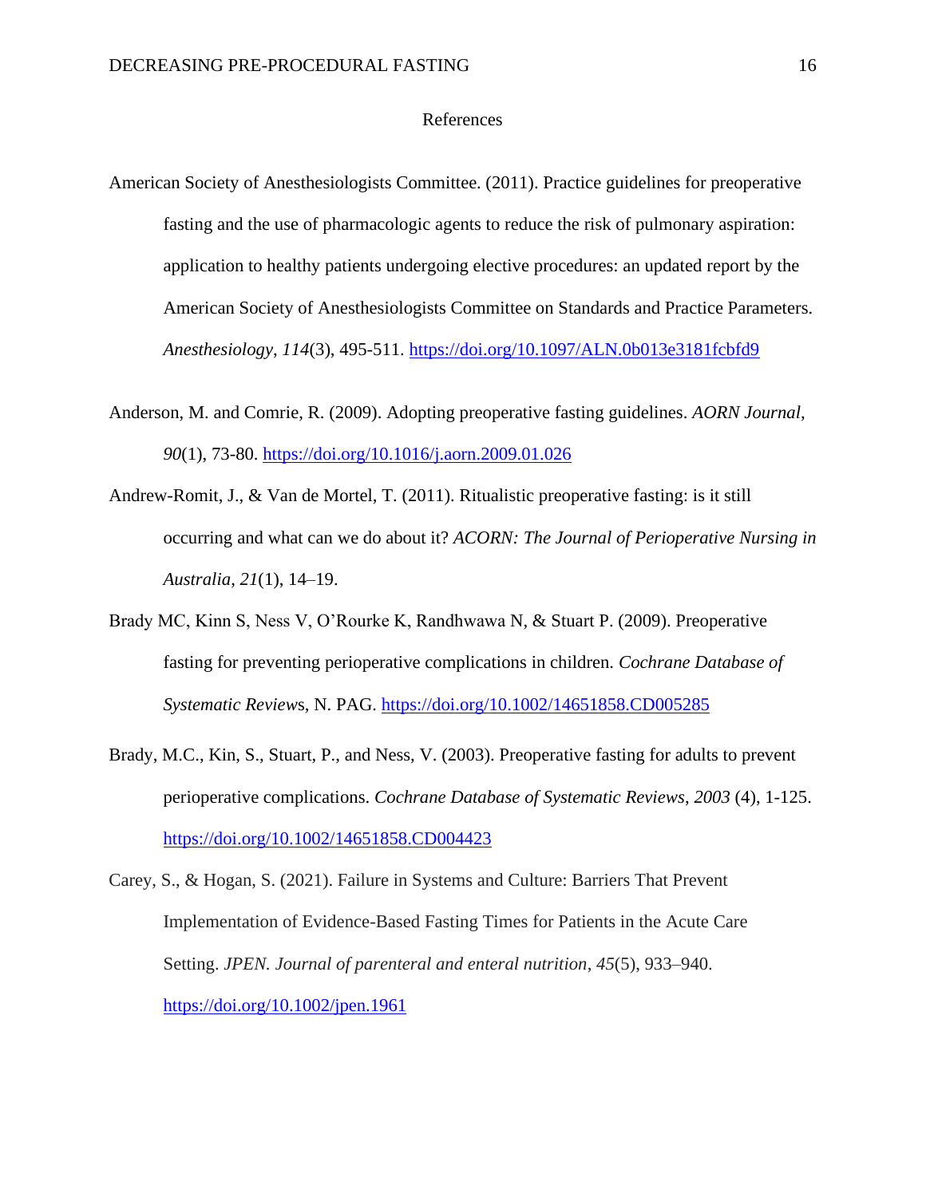# References

American Society of Anesthesiologists Committee. (2011). Practice guidelines for preoperative fasting and the use of pharmacologic agents to reduce the risk of pulmonary aspiration: application to healthy patients undergoing elective procedures: an updated report by the American Society of Anesthesiologists Committee on Standards and Practice Parameters. *Anesthesiology*, *114*(3), 495-511. https://doi.org/10.1097/ALN.0b013e3181fcbfd9

Anderson, M. and Comrie, R. (2009). Adopting preoperative fasting guidelines. *AORN Journal, 90*(1), 73-80. https://doi.org/10.1016/j.aorn.2009.01.026

Andrew-Romit, J., & Van de Mortel, T. (2011). Ritualistic preoperative fasting: is it still occurring and what can we do about it? *ACORN: The Journal of Perioperative Nursing in Australia*, *21*(1), 14–19.

Brady MC, Kinn S, Ness V, O'Rourke K, Randhwawa N, & Stuart P. (2009). Preoperative fasting for preventing perioperative complications in children. *Cochrane Database of Systematic Reviews*, N. PAG. https://doi.org/10.1002/14651858.CD005285

Brady, M.C., Kin, S., Stuart, P., and Ness, V. (2003). Preoperative fasting for adults to prevent perioperative complications. *Cochrane Database of Systematic Reviews*, *2003* (4), 1-125. https://doi.org/10.1002/14651858.CD004423

Carey, S., & Hogan, S. (2021). Failure in Systems and Culture: Barriers That Prevent Implementation of Evidence-Based Fasting Times for Patients in the Acute Care Setting. *JPEN. Journal of parenteral and enteral nutrition*, *45*(5), 933–940. https://doi.org/10.1002/jpen.1961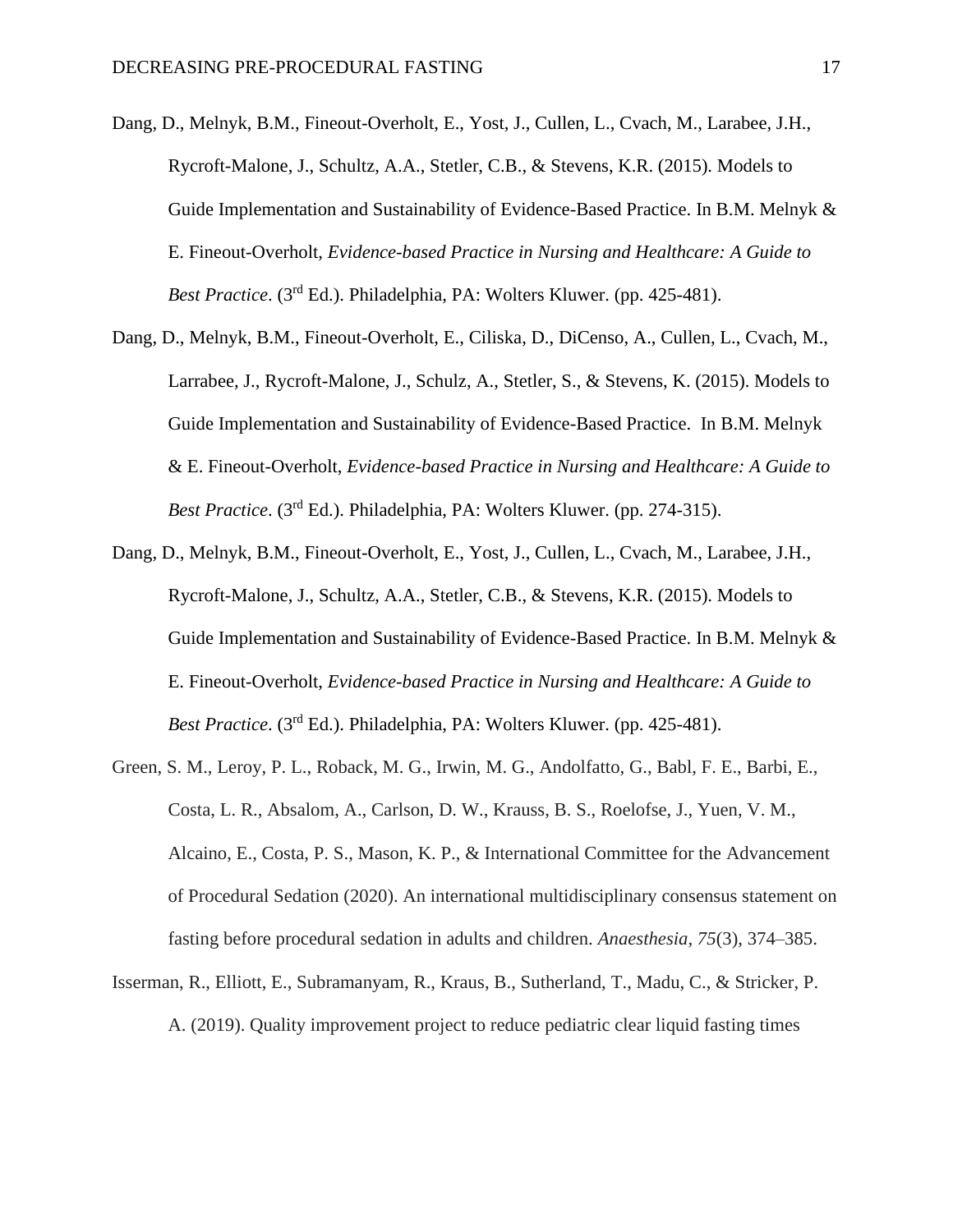Dang, D., Melnyk, B.M., Fineout-Overholt, E., Yost, J., Cullen, L., Cvach, M., Larabee, J.H., Rycroft-Malone, J., Schultz, A.A., Stetler, C.B., & Stevens, K.R. (2015). Models to Guide Implementation and Sustainability of Evidence-Based Practice. In B.M. Melnyk & E. Fineout-Overholt, *Evidence-based Practice in Nursing and Healthcare: A Guide to Best Practice*. (3rd Ed.). Philadelphia, PA: Wolters Kluwer. (pp. 425-481).

Dang, D., Melnyk, B.M., Fineout-Overholt, E., Ciliska, D., DiCenso, A., Cullen, L., Cvach, M., Larrabee, J., Rycroft-Malone, J., Schulz, A., Stetler, S., & Stevens, K. (2015). Models to Guide Implementation and Sustainability of Evidence-Based Practice. In B.M. Melnyk & E. Fineout-Overholt, *Evidence-based Practice in Nursing and Healthcare: A Guide to Best Practice*. (3rd Ed.). Philadelphia, PA: Wolters Kluwer. (pp. 274-315).

Dang, D., Melnyk, B.M., Fineout-Overholt, E., Yost, J., Cullen, L., Cvach, M., Larabee, J.H., Rycroft-Malone, J., Schultz, A.A., Stetler, C.B., & Stevens, K.R. (2015). Models to Guide Implementation and Sustainability of Evidence-Based Practice. In B.M. Melnyk & E. Fineout-Overholt, *Evidence-based Practice in Nursing and Healthcare: A Guide to Best Practice*. (3rd Ed.). Philadelphia, PA: Wolters Kluwer. (pp. 425-481).

Green, S. M., Leroy, P. L., Roback, M. G., Irwin, M. G., Andolfatto, G., Babl, F. E., Barbi, E., Costa, L. R., Absalom, A., Carlson, D. W., Krauss, B. S., Roelofse, J., Yuen, V. M., Alcaino, E., Costa, P. S., Mason, K. P., & International Committee for the Advancement of Procedural Sedation (2020). An international multidisciplinary consensus statement on fasting before procedural sedation in adults and children. *Anaesthesia*, *75*(3), 374–385.

Isserman, R., Elliott, E., Subramanyam, R., Kraus, B., Sutherland, T., Madu, C., & Stricker, P. A. (2019). Quality improvement project to reduce pediatric clear liquid fasting times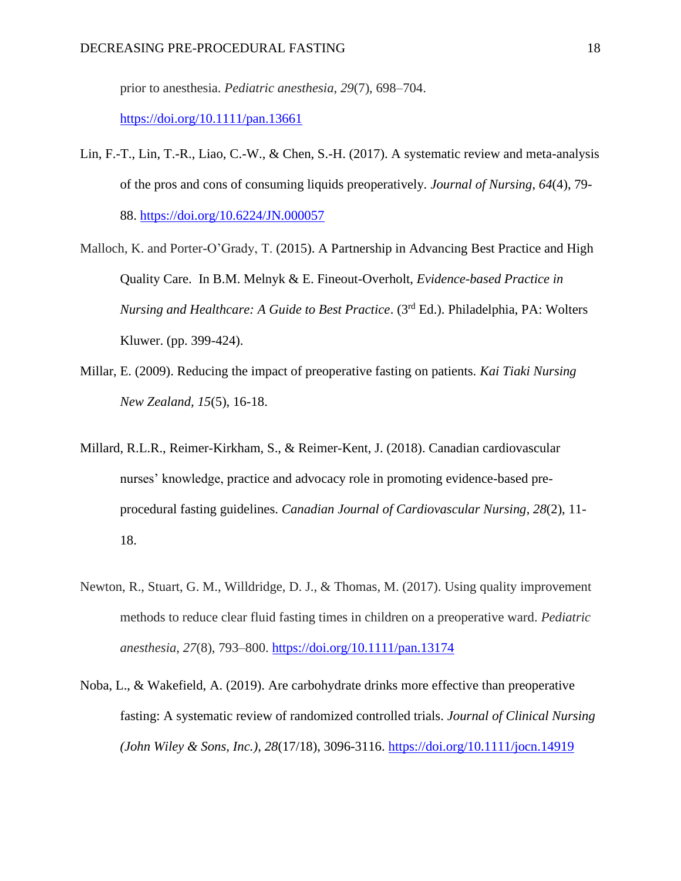prior to anesthesia. *Pediatric anesthesia*, *29*(7), 698–704. https://doi.org/10.1111/pan.13661

Lin, F.-T., Lin, T.-R., Liao, C.-W., & Chen, S.-H. (2017). A systematic review and meta-analysis of the pros and cons of consuming liquids preoperatively. *Journal of Nursing, 64*(4), 79-88. https://doi.org/10.6224/JN.000057

Malloch, K. and Porter-O'Grady, T. (2015). A Partnership in Advancing Best Practice and High Quality Care. In B.M. Melnyk & E. Fineout-Overholt, *Evidence-based Practice in Nursing and Healthcare: A Guide to Best Practice*. (3rd Ed.). Philadelphia, PA: Wolters Kluwer. (pp. 399-424).

Millar, E. (2009). Reducing the impact of preoperative fasting on patients. *Kai Tiaki Nursing New Zealand, 15*(5), 16-18.

Millard, R.L.R., Reimer-Kirkham, S., & Reimer-Kent, J. (2018). Canadian cardiovascular nurses' knowledge, practice and advocacy role in promoting evidence-based pre-procedural fasting guidelines. *Canadian Journal of Cardiovascular Nursing*, *28*(2), 11-18.

Newton, R., Stuart, G. M., Willdridge, D. J., & Thomas, M. (2017). Using quality improvement methods to reduce clear fluid fasting times in children on a preoperative ward. *Pediatric anesthesia*, *27*(8), 793–800. https://doi.org/10.1111/pan.13174

Noba, L., & Wakefield, A. (2019). Are carbohydrate drinks more effective than preoperative fasting: A systematic review of randomized controlled trials. *Journal of Clinical Nursing (John Wiley & Sons, Inc.)*, *28*(17/18), 3096-3116. https://doi.org/10.1111/jocn.14919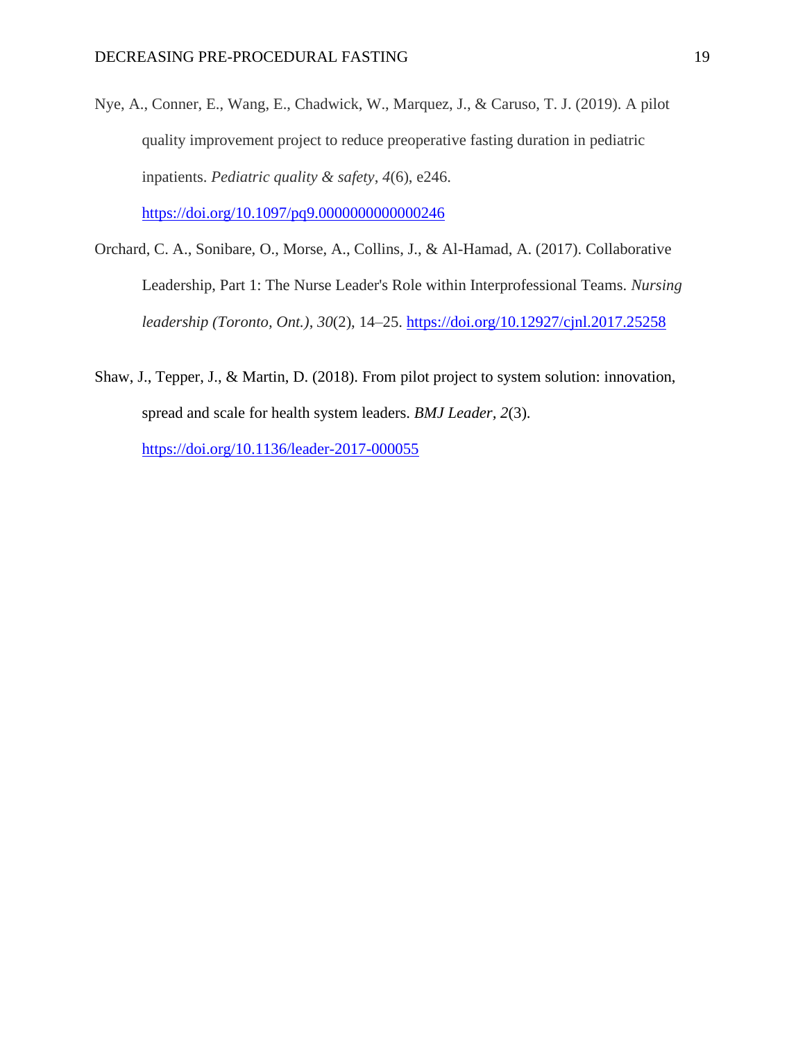Nye, A., Conner, E., Wang, E., Chadwick, W., Marquez, J., & Caruso, T. J. (2019). A pilot quality improvement project to reduce preoperative fasting duration in pediatric inpatients. *Pediatric quality & safety*, *4*(6), e246. https://doi.org/10.1097/pq9.0000000000000246

Orchard, C. A., Sonibare, O., Morse, A., Collins, J., & Al-Hamad, A. (2017). Collaborative Leadership, Part 1: The Nurse Leader's Role within Interprofessional Teams. *Nursing leadership (Toronto, Ont.)*, *30*(2), 14–25. https://doi.org/10.12927/cjnl.2017.25258

Shaw, J., Tepper, J., & Martin, D. (2018). From pilot project to system solution: innovation, spread and scale for health system leaders. *BMJ Leader*, *2*(3). https://doi.org/10.1136/leader-2017-000055